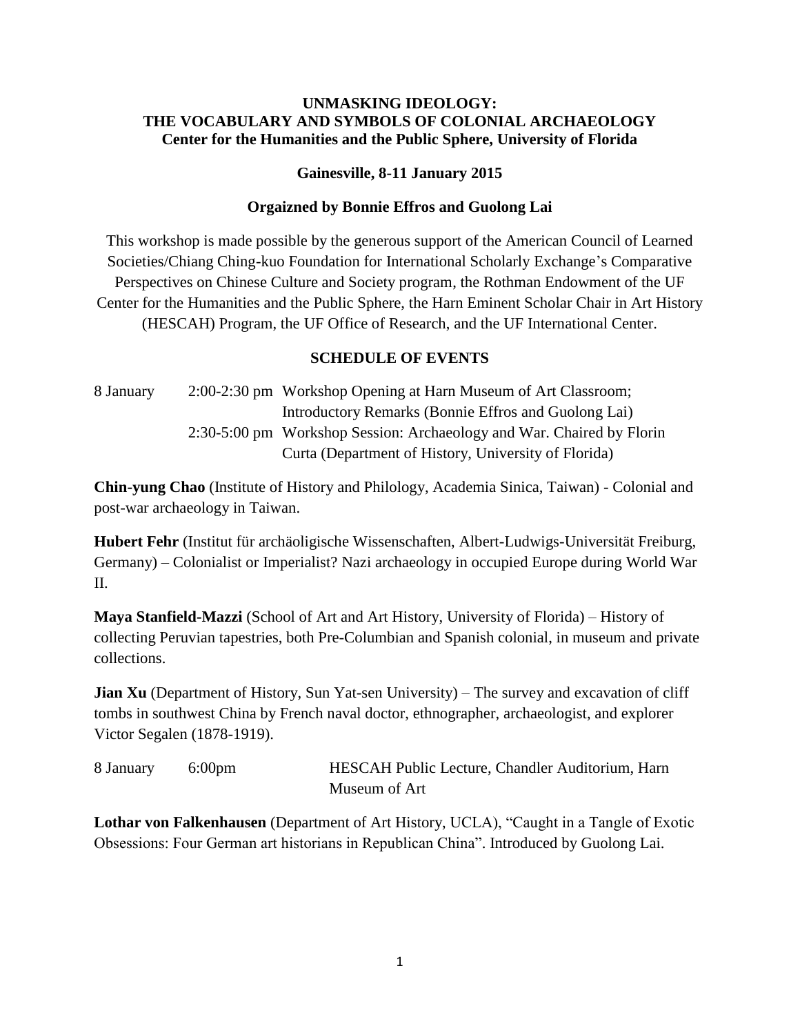**UNMASKING IDEOLOGY:**
**THE VOCABULARY AND SYMBOLS OF COLONIAL ARCHAEOLOGY**
**Center for the Humanities and the Public Sphere, University of Florida**

**Gainesville, 8-11 January 2015**

**Orgaizned by Bonnie Effros and Guolong Lai**

This workshop is made possible by the generous support of the American Council of Learned Societies/Chiang Ching-kuo Foundation for International Scholarly Exchange's Comparative Perspectives on Chinese Culture and Society program, the Rothman Endowment of the UF Center for the Humanities and the Public Sphere, the Harn Eminent Scholar Chair in Art History (HESCAH) Program, the UF Office of Research, and the UF International Center.

## SCHEDULE OF EVENTS

| | | |
|---|---|---|
| 8 January | 2:00-2:30 pm | Workshop Opening at Harn Museum of Art Classroom; Introductory Remarks (Bonnie Effros and Guolong Lai) |
| | 2:30-5:00 pm | Workshop Session: Archaeology and War. Chaired by Florin Curta (Department of History, University of Florida) |

**Chin-yung Chao** (Institute of History and Philology, Academia Sinica, Taiwan) - Colonial and post-war archaeology in Taiwan.

**Hubert Fehr** (Institut für archäoligische Wissenschaften, Albert-Ludwigs-Universität Freiburg, Germany) – Colonialist or Imperialist? Nazi archaeology in occupied Europe during World War II.

**Maya Stanfield-Mazzi** (School of Art and Art History, University of Florida) – History of collecting Peruvian tapestries, both Pre-Columbian and Spanish colonial, in museum and private collections.

**Jian Xu** (Department of History, Sun Yat-sen University) – The survey and excavation of cliff tombs in southwest China by French naval doctor, ethnographer, archaeologist, and explorer Victor Segalen (1878-1919).

| | | |
|---|---|---|
| 8 January | 6:00pm | HESCAH Public Lecture, Chandler Auditorium, Harn Museum of Art |

**Lothar von Falkenhausen** (Department of Art History, UCLA), "Caught in a Tangle of Exotic Obsessions: Four German art historians in Republican China". Introduced by Guolong Lai.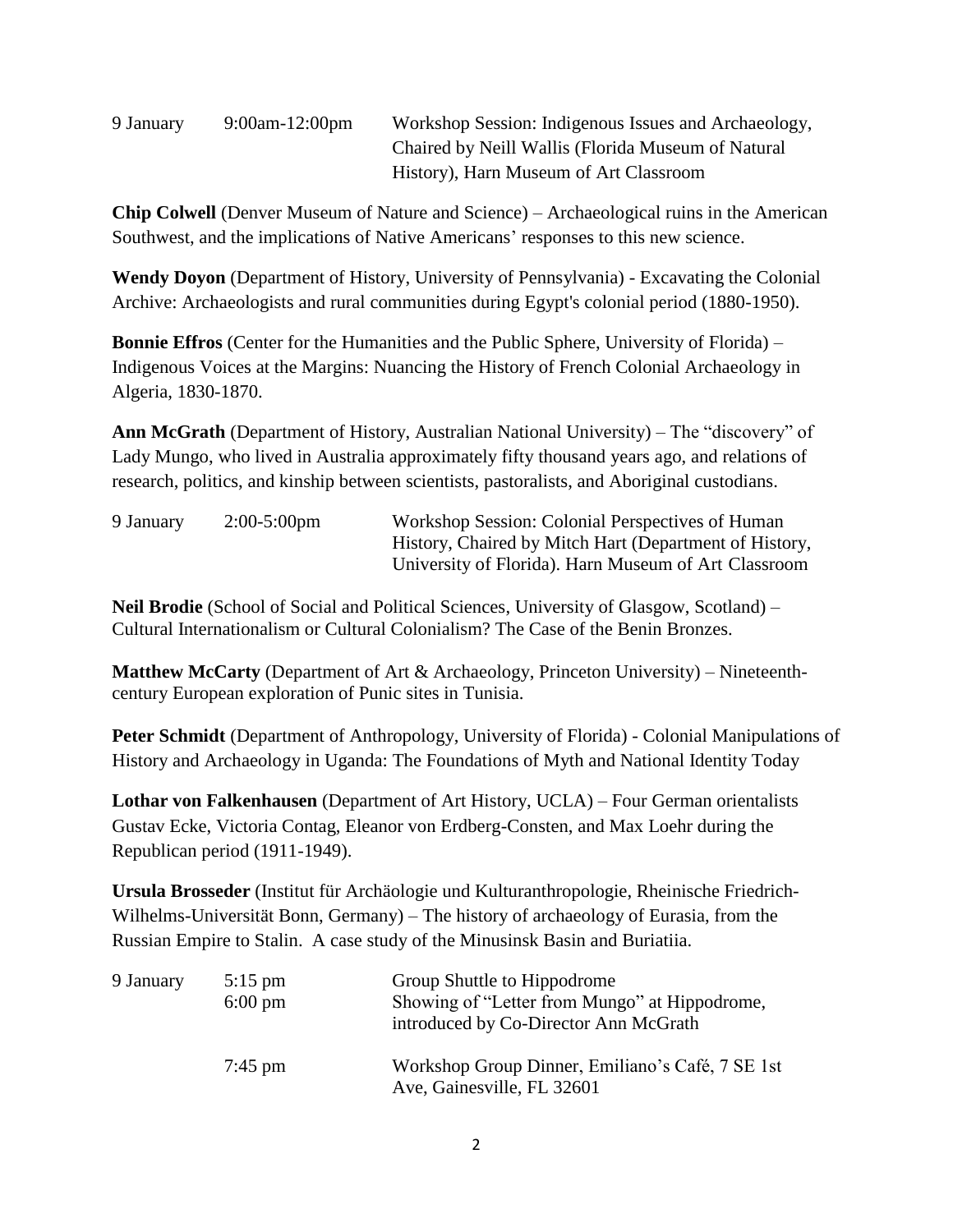| | | |
|---|---|---|
| 9 January | 9:00am-12:00pm | Workshop Session: Indigenous Issues and Archaeology, Chaired by Neill Wallis (Florida Museum of Natural History), Harn Museum of Art Classroom |

**Chip Colwell** (Denver Museum of Nature and Science) – Archaeological ruins in the American Southwest, and the implications of Native Americans' responses to this new science.

**Wendy Doyon** (Department of History, University of Pennsylvania) - Excavating the Colonial Archive: Archaeologists and rural communities during Egypt's colonial period (1880-1950).

**Bonnie Effros** (Center for the Humanities and the Public Sphere, University of Florida) – Indigenous Voices at the Margins: Nuancing the History of French Colonial Archaeology in Algeria, 1830-1870.

**Ann McGrath** (Department of History, Australian National University) – The "discovery" of Lady Mungo, who lived in Australia approximately fifty thousand years ago, and relations of research, politics, and kinship between scientists, pastoralists, and Aboriginal custodians.

| | | |
|---|---|---|
| 9 January | 2:00-5:00pm | Workshop Session: Colonial Perspectives of Human History, Chaired by Mitch Hart (Department of History, University of Florida). Harn Museum of Art Classroom |

**Neil Brodie** (School of Social and Political Sciences, University of Glasgow, Scotland) – Cultural Internationalism or Cultural Colonialism? The Case of the Benin Bronzes.

**Matthew McCarty** (Department of Art & Archaeology, Princeton University) – Nineteenth-century European exploration of Punic sites in Tunisia.

**Peter Schmidt** (Department of Anthropology, University of Florida) - Colonial Manipulations of History and Archaeology in Uganda: The Foundations of Myth and National Identity Today

**Lothar von Falkenhausen** (Department of Art History, UCLA) – Four German orientalists Gustav Ecke, Victoria Contag, Eleanor von Erdberg-Consten, and Max Loehr during the Republican period (1911-1949).

**Ursula Brosseder** (Institut für Archäologie und Kulturanthropologie, Rheinische Friedrich-Wilhelms-Universität Bonn, Germany) – The history of archaeology of Eurasia, from the Russian Empire to Stalin. A case study of the Minusinsk Basin and Buriatiia.

| | | |
|---|---|---|
| 9 January | 5:15 pm | Group Shuttle to Hippodrome |
| | 6:00 pm | Showing of "Letter from Mungo" at Hippodrome, introduced by Co-Director Ann McGrath |
| | 7:45 pm | Workshop Group Dinner, Emiliano's Café, 7 SE 1st Ave, Gainesville, FL 32601 |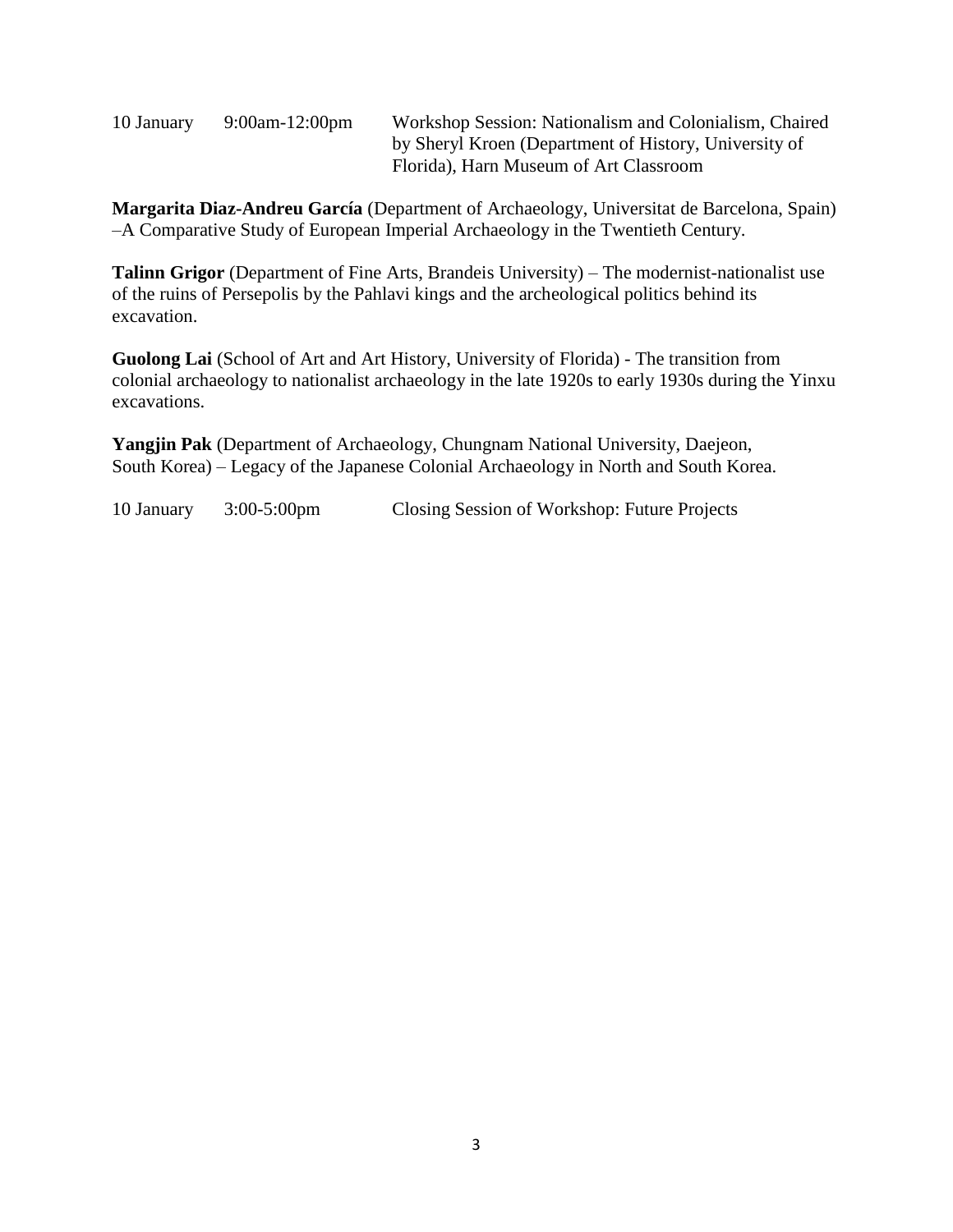10 January 9:00am-12:00pm Workshop Session: Nationalism and Colonialism, Chaired by Sheryl Kroen (Department of History, University of Florida), Harn Museum of Art Classroom

**Margarita Diaz-Andreu García** (Department of Archaeology, Universitat de Barcelona, Spain) –A Comparative Study of European Imperial Archaeology in the Twentieth Century.

**Talinn Grigor** (Department of Fine Arts, Brandeis University) – The modernist-nationalist use of the ruins of Persepolis by the Pahlavi kings and the archeological politics behind its excavation.

**Guolong Lai** (School of Art and Art History, University of Florida) - The transition from colonial archaeology to nationalist archaeology in the late 1920s to early 1930s during the Yinxu excavations.

**Yangjin Pak** (Department of Archaeology, Chungnam National University, Daejeon, South Korea) – Legacy of the Japanese Colonial Archaeology in North and South Korea.

10 January 3:00-5:00pm Closing Session of Workshop: Future Projects